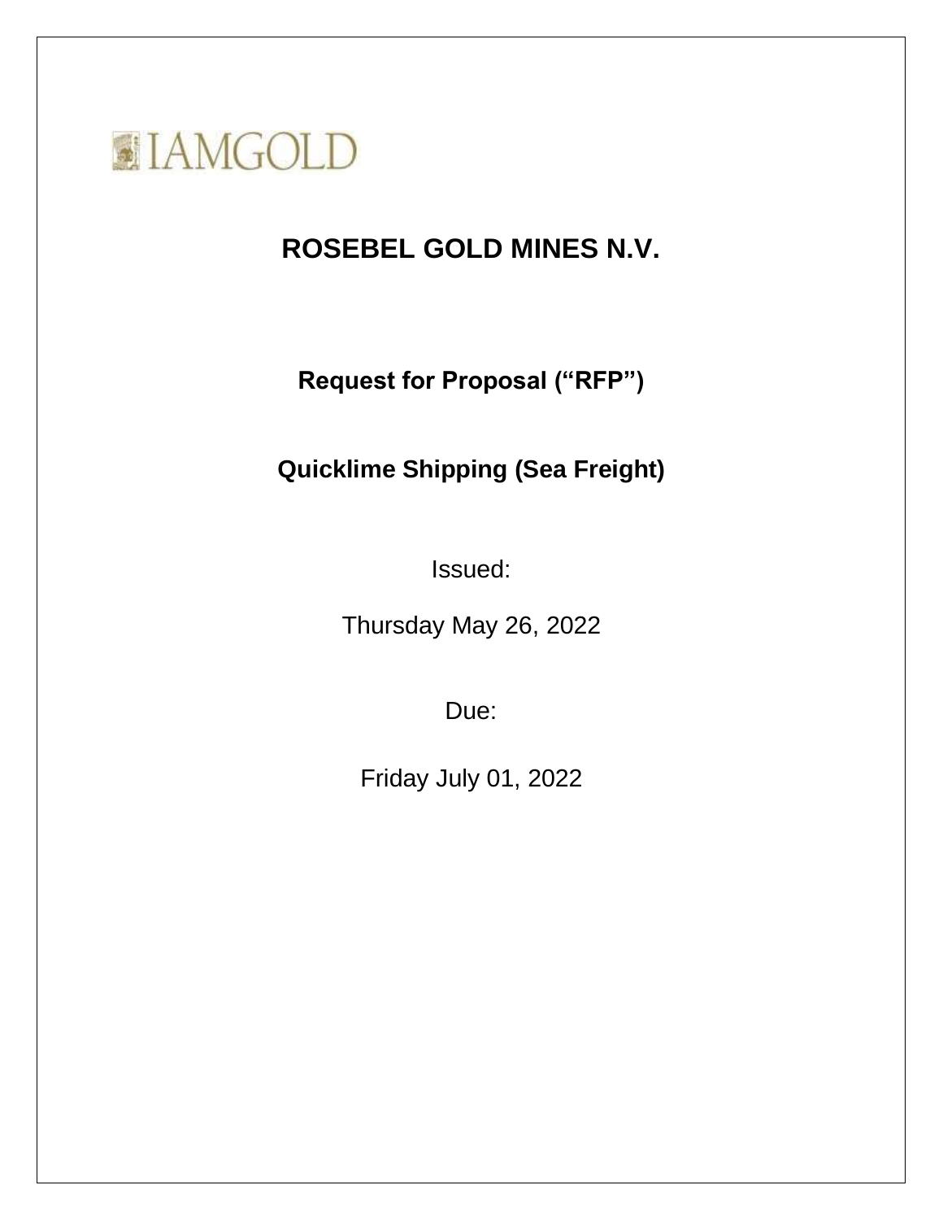IAMGOLD

# ROSEBEL GOLD MINES N.V.

## Request for Proposal (“RFP”)

## Quicklime Shipping (Sea Freight)

Issued:

Thursday May 26, 2022

Due:

Friday July 01, 2022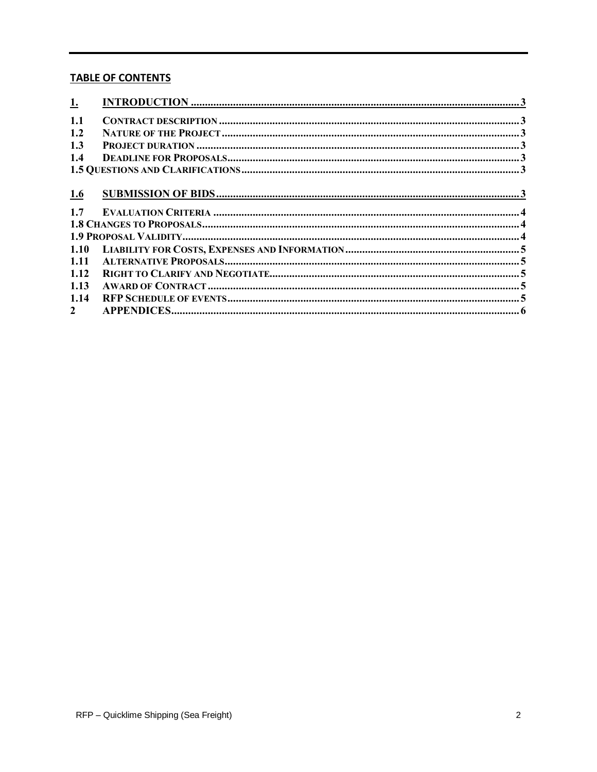**TABLE OF CONTENTS**

| | | |
|---|---|---|
| 1. | INTRODUCTION | 3 |
| 1.1 | CONTRACT DESCRIPTION | 3 |
| 1.2 | NATURE OF THE PROJECT | 3 |
| 1.3 | PROJECT DURATION | 3 |
| 1.4 | DEADLINE FOR PROPOSALS | 3 |
| 1.5 | QUESTIONS AND CLARIFICATIONS | 3 |
| 1.6 | SUBMISSION OF BIDS | 3 |
| 1.7 | EVALUATION CRITERIA | 4 |
| 1.8 | CHANGES TO PROPOSALS | 4 |
| 1.9 | PROPOSAL VALIDITY | 4 |
| 1.10 | LIABILITY FOR COSTS, EXPENSES AND INFORMATION | 5 |
| 1.11 | ALTERNATIVE PROPOSALS | 5 |
| 1.12 | RIGHT TO CLARIFY AND NEGOTIATE | 5 |
| 1.13 | AWARD OF CONTRACT | 5 |
| 1.14 | RFP SCHEDULE OF EVENTS | 5 |
| 2 | APPENDICES | 6 |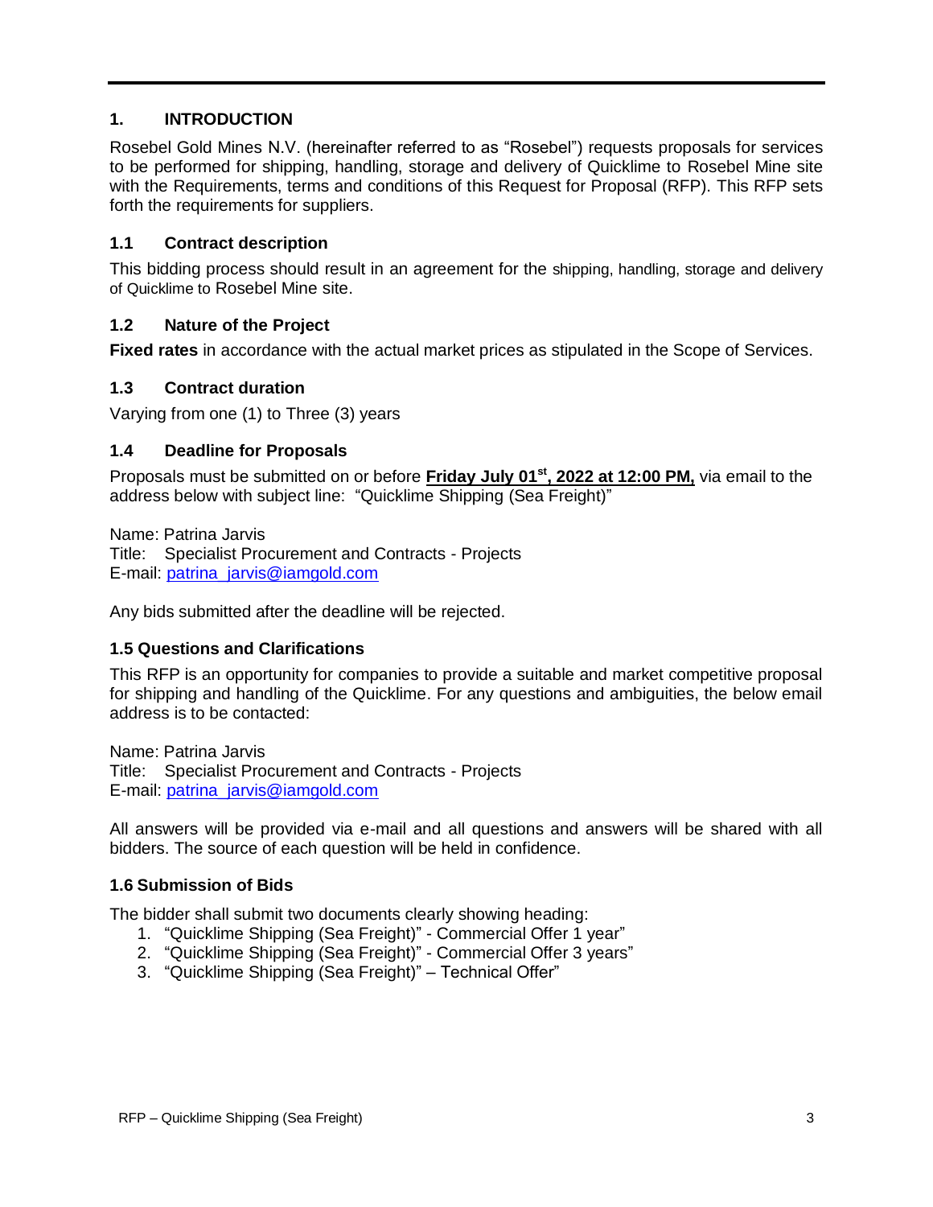## 1. INTRODUCTION

Rosebel Gold Mines N.V. (hereinafter referred to as "Rosebel") requests proposals for services to be performed for shipping, handling, storage and delivery of Quicklime to Rosebel Mine site with the Requirements, terms and conditions of this Request for Proposal (RFP). This RFP sets forth the requirements for suppliers.

### 1.1 Contract description

This bidding process should result in an agreement for the shipping, handling, storage and delivery of Quicklime to Rosebel Mine site.

### 1.2 Nature of the Project

**Fixed rates** in accordance with the actual market prices as stipulated in the Scope of Services.

### 1.3 Contract duration

Varying from one (1) to Three (3) years

### 1.4 Deadline for Proposals

Proposals must be submitted on or before **Friday July 01st, 2022 at 12:00 PM,** via email to the address below with subject line: "Quicklime Shipping (Sea Freight)"

Name: Patrina Jarvis
Title: Specialist Procurement and Contracts - Projects
E-mail: patrina_jarvis@iamgold.com

Any bids submitted after the deadline will be rejected.

### 1.5 Questions and Clarifications

This RFP is an opportunity for companies to provide a suitable and market competitive proposal for shipping and handling of the Quicklime. For any questions and ambiguities, the below email address is to be contacted:

Name: Patrina Jarvis
Title: Specialist Procurement and Contracts - Projects
E-mail: patrina_jarvis@iamgold.com

All answers will be provided via e-mail and all questions and answers will be shared with all bidders. The source of each question will be held in confidence.

### 1.6 Submission of Bids

The bidder shall submit two documents clearly showing heading:

1. "Quicklime Shipping (Sea Freight)" - Commercial Offer 1 year"
2. "Quicklime Shipping (Sea Freight)" - Commercial Offer 3 years"
3. "Quicklime Shipping (Sea Freight)" – Technical Offer"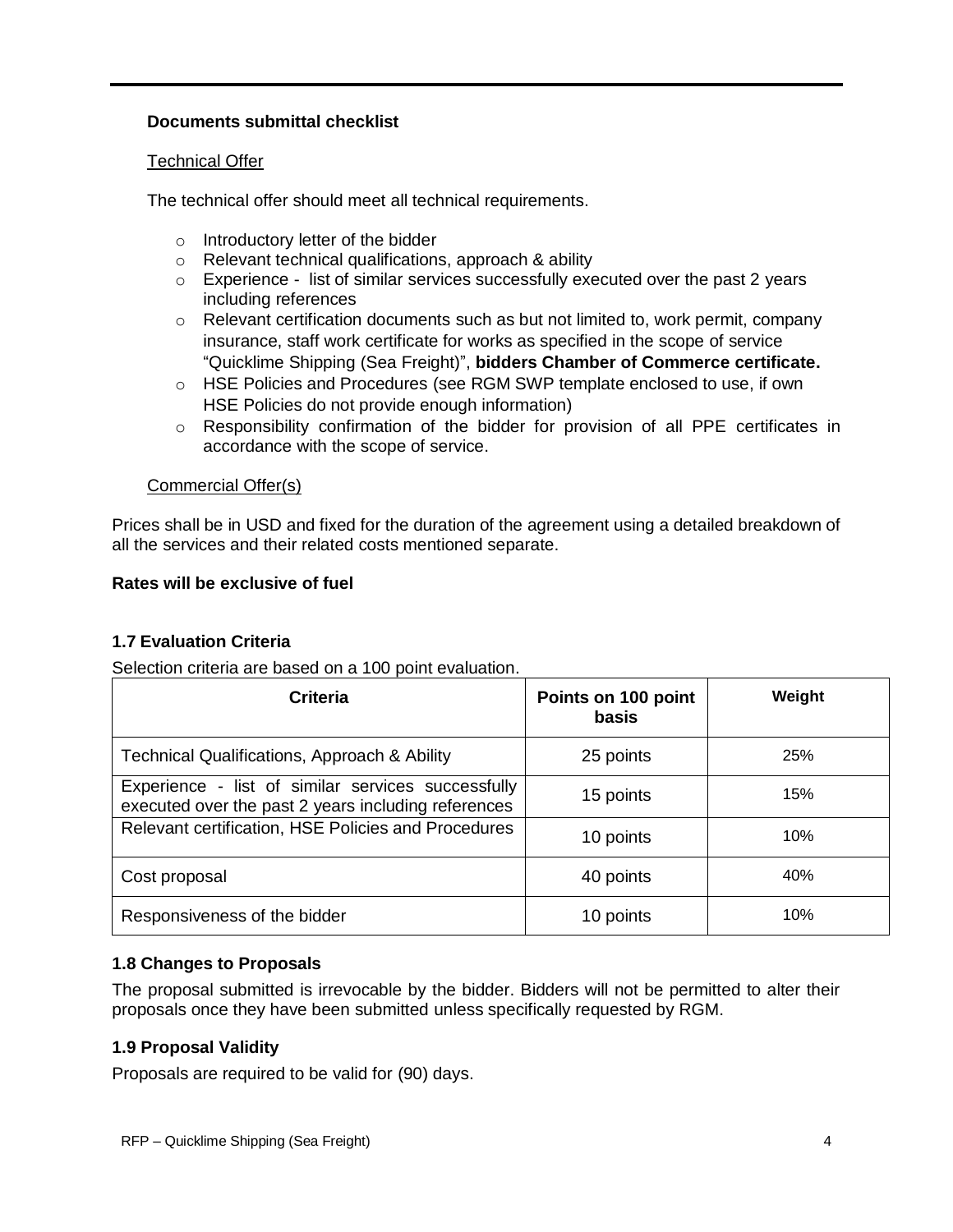**Documents submittal checklist**

Technical Offer

The technical offer should meet all technical requirements.

- Introductory letter of the bidder
- Relevant technical qualifications, approach & ability
- Experience - list of similar services successfully executed over the past 2 years including references
- Relevant certification documents such as but not limited to, work permit, company insurance, staff work certificate for works as specified in the scope of service "Quicklime Shipping (Sea Freight)", **bidders Chamber of Commerce certificate.**
- HSE Policies and Procedures (see RGM SWP template enclosed to use, if own HSE Policies do not provide enough information)
- Responsibility confirmation of the bidder for provision of all PPE certificates in accordance with the scope of service.

Commercial Offer(s)

Prices shall be in USD and fixed for the duration of the agreement using a detailed breakdown of all the services and their related costs mentioned separate.

**Rates will be exclusive of fuel**

### 1.7 Evaluation Criteria

Selection criteria are based on a 100 point evaluation.

| Criteria | Points on 100 point basis | Weight |
|---|---|---|
| Technical Qualifications, Approach & Ability | 25 points | 25% |
| Experience - list of similar services successfully executed over the past 2 years including references | 15 points | 15% |
| Relevant certification, HSE Policies and Procedures | 10 points | 10% |
| Cost proposal | 40 points | 40% |
| Responsiveness of the bidder | 10 points | 10% |

### 1.8 Changes to Proposals

The proposal submitted is irrevocable by the bidder. Bidders will not be permitted to alter their proposals once they have been submitted unless specifically requested by RGM.

### 1.9 Proposal Validity

Proposals are required to be valid for (90) days.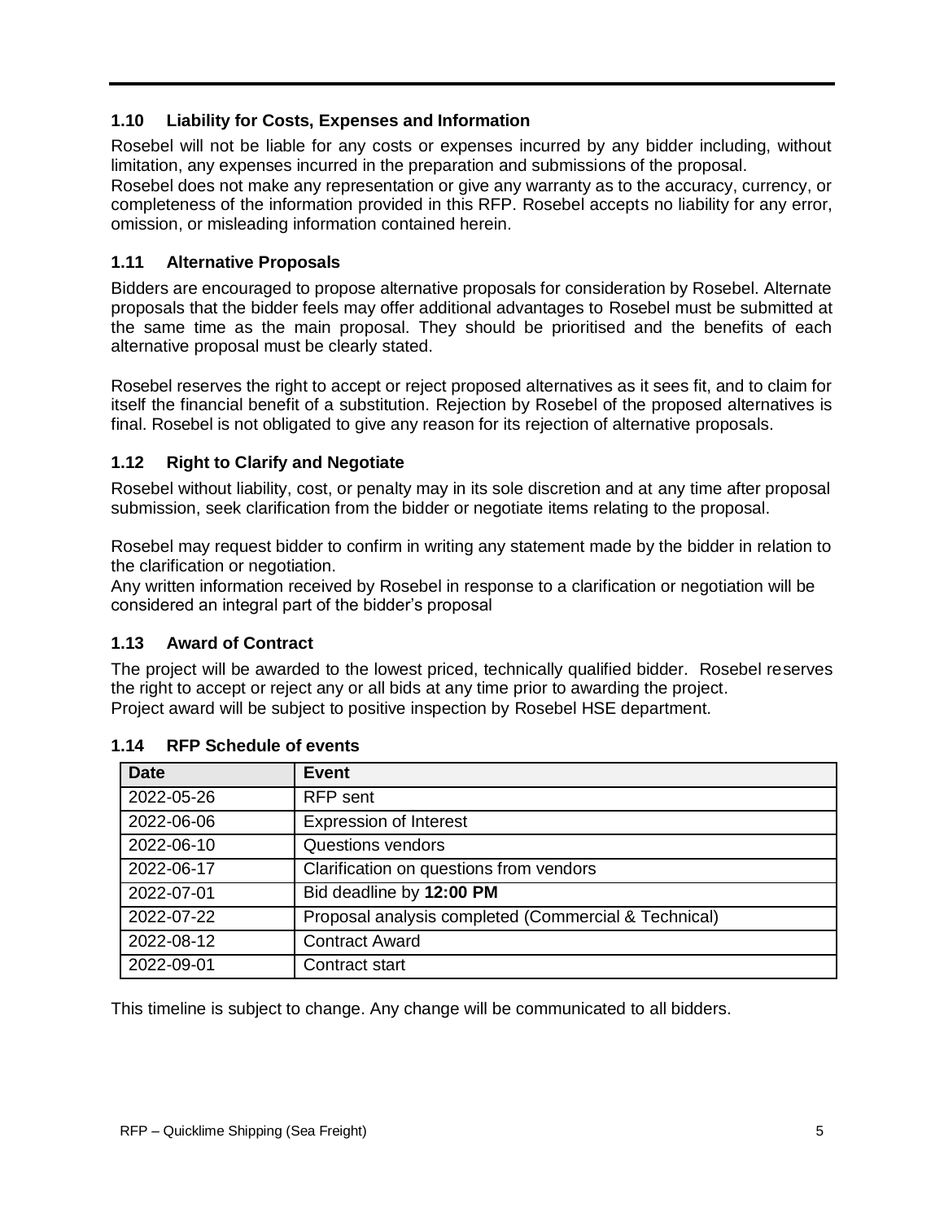### 1.10 Liability for Costs, Expenses and Information

Rosebel will not be liable for any costs or expenses incurred by any bidder including, without limitation, any expenses incurred in the preparation and submissions of the proposal.
Rosebel does not make any representation or give any warranty as to the accuracy, currency, or completeness of the information provided in this RFP. Rosebel accepts no liability for any error, omission, or misleading information contained herein.

### 1.11 Alternative Proposals

Bidders are encouraged to propose alternative proposals for consideration by Rosebel. Alternate proposals that the bidder feels may offer additional advantages to Rosebel must be submitted at the same time as the main proposal. They should be prioritised and the benefits of each alternative proposal must be clearly stated.

Rosebel reserves the right to accept or reject proposed alternatives as it sees fit, and to claim for itself the financial benefit of a substitution. Rejection by Rosebel of the proposed alternatives is final. Rosebel is not obligated to give any reason for its rejection of alternative proposals.

### 1.12 Right to Clarify and Negotiate

Rosebel without liability, cost, or penalty may in its sole discretion and at any time after proposal submission, seek clarification from the bidder or negotiate items relating to the proposal.

Rosebel may request bidder to confirm in writing any statement made by the bidder in relation to the clarification or negotiation.
Any written information received by Rosebel in response to a clarification or negotiation will be considered an integral part of the bidder's proposal

### 1.13 Award of Contract

The project will be awarded to the lowest priced, technically qualified bidder. Rosebel reserves the right to accept or reject any or all bids at any time prior to awarding the project.
Project award will be subject to positive inspection by Rosebel HSE department.

### 1.14 RFP Schedule of events

| Date | Event |
|---|---|
| 2022-05-26 | RFP sent |
| 2022-06-06 | Expression of Interest |
| 2022-06-10 | Questions vendors |
| 2022-06-17 | Clarification on questions from vendors |
| 2022-07-01 | Bid deadline by **12:00 PM** |
| 2022-07-22 | Proposal analysis completed (Commercial & Technical) |
| 2022-08-12 | Contract Award |
| 2022-09-01 | Contract start |

This timeline is subject to change. Any change will be communicated to all bidders.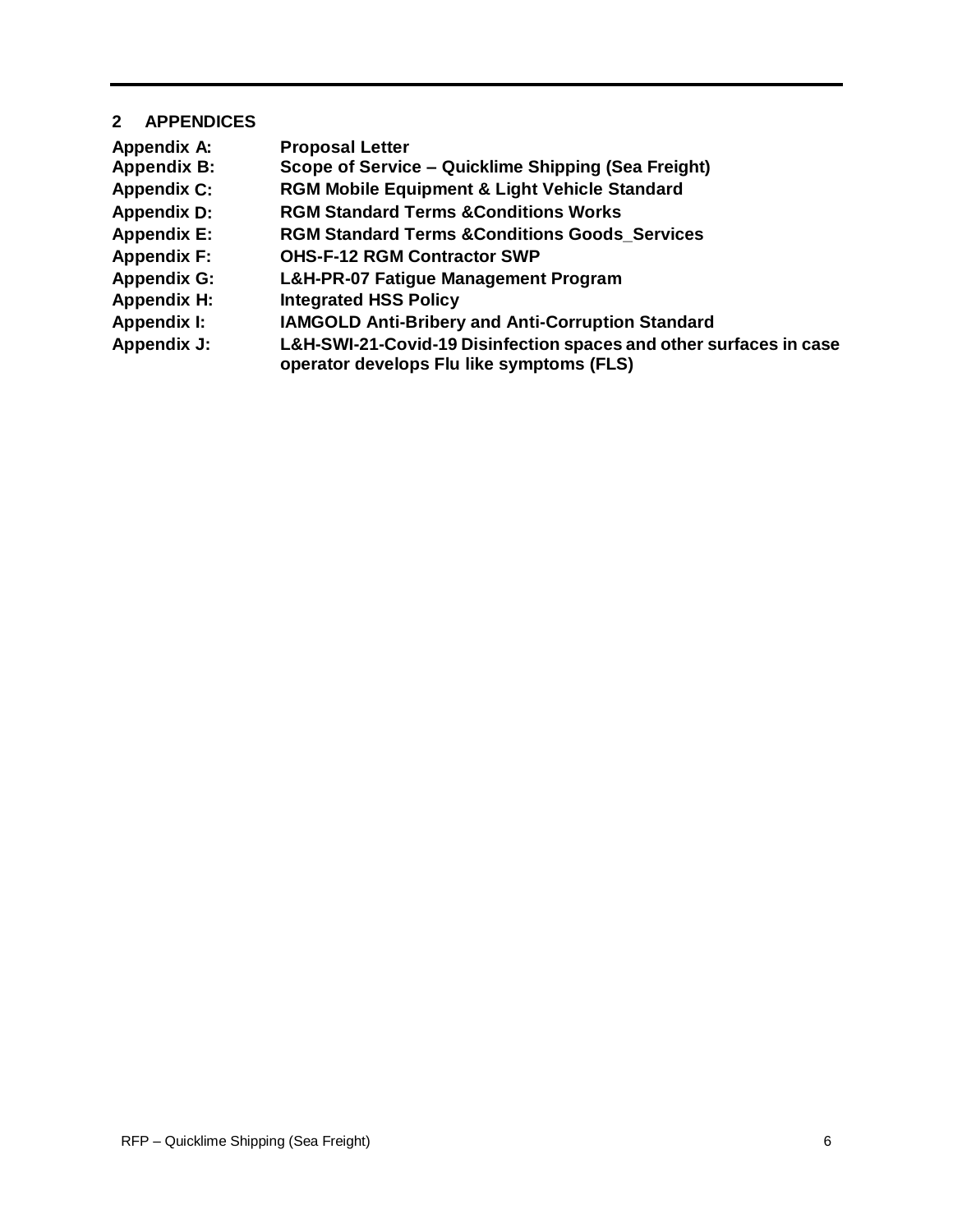## 2 APPENDICES

| | |
|---|---|
| **Appendix A:** | **Proposal Letter** |
| **Appendix B:** | **Scope of Service – Quicklime Shipping (Sea Freight)** |
| **Appendix C:** | **RGM Mobile Equipment & Light Vehicle Standard** |
| **Appendix D:** | **RGM Standard Terms &Conditions Works** |
| **Appendix E:** | **RGM Standard Terms &Conditions Goods_Services** |
| **Appendix F:** | **OHS-F-12 RGM Contractor SWP** |
| **Appendix G:** | **L&H-PR-07 Fatigue Management Program** |
| **Appendix H:** | **Integrated HSS Policy** |
| **Appendix I:** | **IAMGOLD Anti-Bribery and Anti-Corruption Standard** |
| **Appendix J:** | **L&H-SWI-21-Covid-19 Disinfection spaces and other surfaces in case operator develops Flu like symptoms (FLS)** |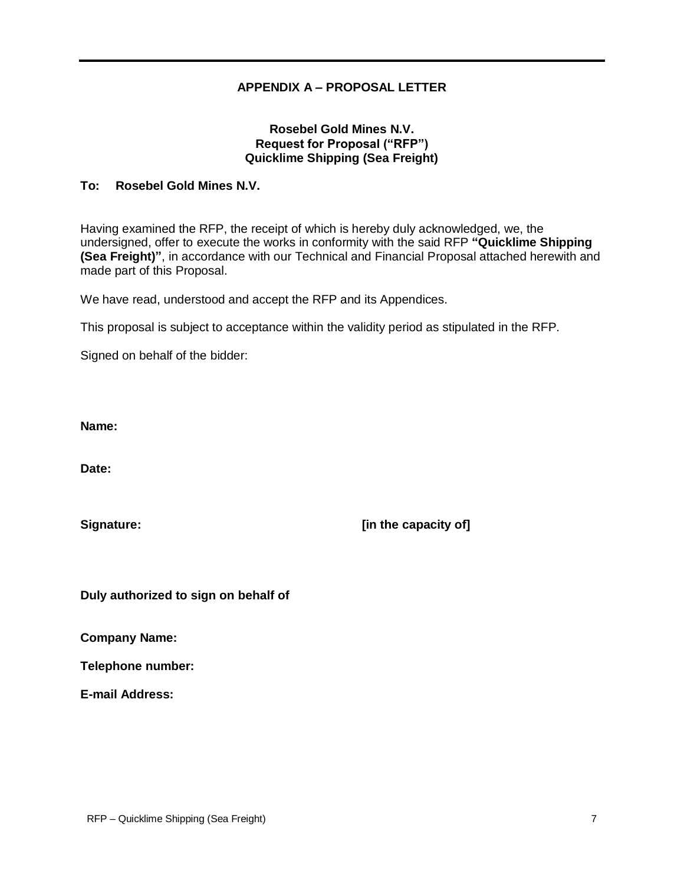## APPENDIX A – PROPOSAL LETTER

**Rosebel Gold Mines N.V.**
**Request for Proposal ("RFP")**
**Quicklime Shipping (Sea Freight)**

**To: Rosebel Gold Mines N.V.**

Having examined the RFP, the receipt of which is hereby duly acknowledged, we, the undersigned, offer to execute the works in conformity with the said RFP **"Quicklime Shipping (Sea Freight)"**, in accordance with our Technical and Financial Proposal attached herewith and made part of this Proposal.

We have read, understood and accept the RFP and its Appendices.

This proposal is subject to acceptance within the validity period as stipulated in the RFP.

Signed on behalf of the bidder:

**Name:**

**Date:**

**Signature:** **[in the capacity of]**

**Duly authorized to sign on behalf of**

**Company Name:**

**Telephone number:**

**E-mail Address:**